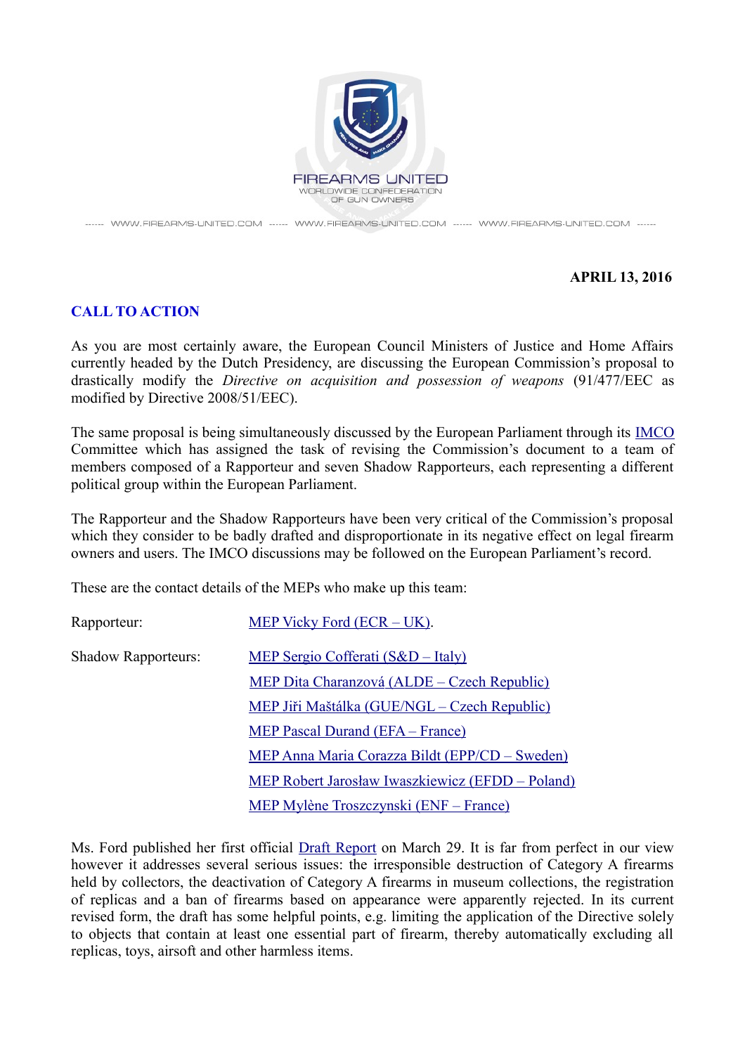FIREARMS UNITED

WORLDWIDE CONFEDERATION OF GUN OWNERS

------ WWW.FIREARMS-UNITED.COM ------ WWW.FIREARMS-UNITED.COM ------ WWW.FIREARMS-UNITED.COM ------

**APRIL 13, 2016**

## CALL TO ACTION

As you are most certainly aware, the European Council Ministers of Justice and Home Affairs currently headed by the Dutch Presidency, are discussing the European Commission's proposal to drastically modify the *Directive on acquisition and possession of weapons* (91/477/EEC as modified by Directive 2008/51/EEC).

The same proposal is being simultaneously discussed by the European Parliament through its IMCO Committee which has assigned the task of revising the Commission's document to a team of members composed of a Rapporteur and seven Shadow Rapporteurs, each representing a different political group within the European Parliament.

The Rapporteur and the Shadow Rapporteurs have been very critical of the Commission's proposal which they consider to be badly drafted and disproportionate in its negative effect on legal firearm owners and users. The IMCO discussions may be followed on the European Parliament's record.

These are the contact details of the MEPs who make up this team:

Rapporteur: MEP Vicky Ford (ECR – UK).

Shadow Rapporteurs:
- MEP Sergio Cofferati (S&D – Italy)
- MEP Dita Charanzová (ALDE – Czech Republic)
- MEP Jiři Maštálka (GUE/NGL – Czech Republic)
- MEP Pascal Durand (EFA – France)
- MEP Anna Maria Corazza Bildt (EPP/CD – Sweden)
- MEP Robert Jarosław Iwaszkiewicz (EFDD – Poland)
- MEP Mylène Troszczynski (ENF – France)

Ms. Ford published her first official Draft Report on March 29. It is far from perfect in our view however it addresses several serious issues: the irresponsible destruction of Category A firearms held by collectors, the deactivation of Category A firearms in museum collections, the registration of replicas and a ban of firearms based on appearance were apparently rejected. In its current revised form, the draft has some helpful points, e.g. limiting the application of the Directive solely to objects that contain at least one essential part of firearm, thereby automatically excluding all replicas, toys, airsoft and other harmless items.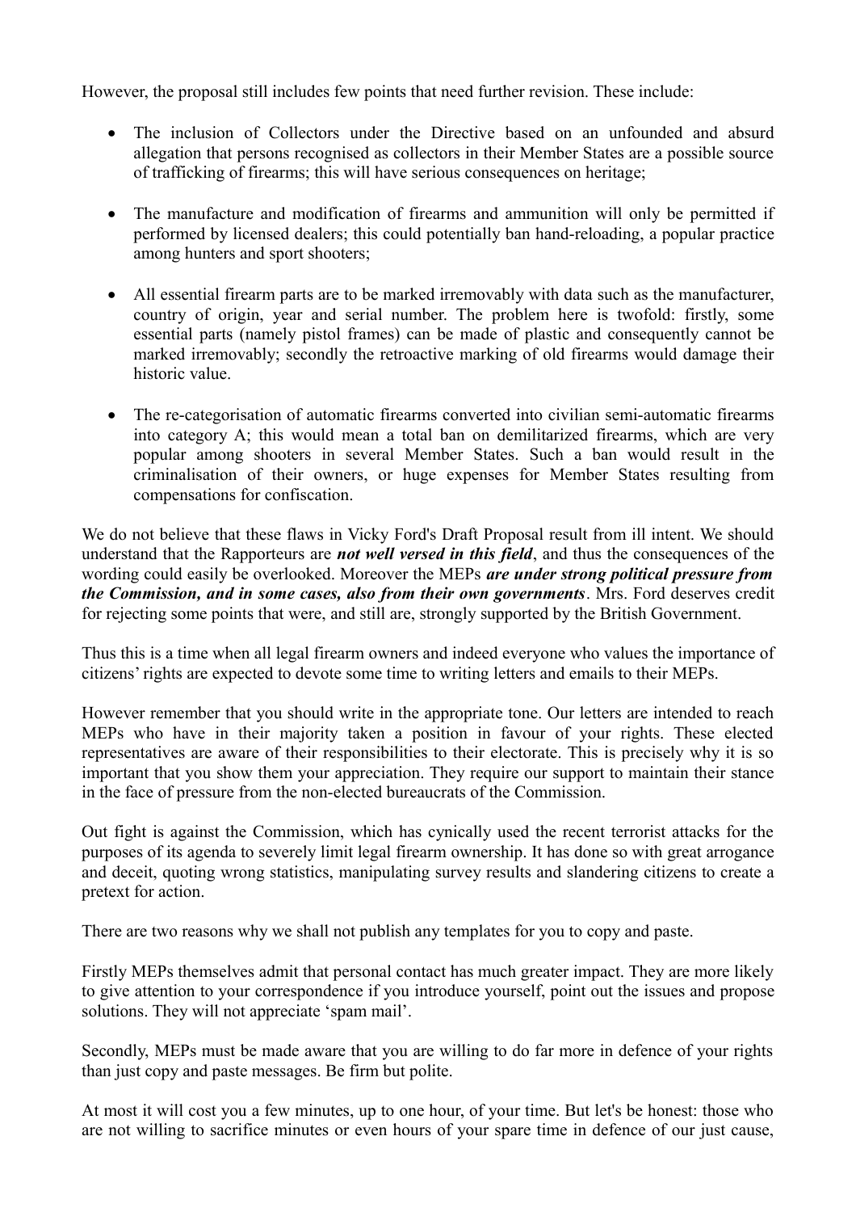However, the proposal still includes few points that need further revision. These include:

- The inclusion of Collectors under the Directive based on an unfounded and absurd allegation that persons recognised as collectors in their Member States are a possible source of trafficking of firearms; this will have serious consequences on heritage;

- The manufacture and modification of firearms and ammunition will only be permitted if performed by licensed dealers; this could potentially ban hand-reloading, a popular practice among hunters and sport shooters;

- All essential firearm parts are to be marked irremovably with data such as the manufacturer, country of origin, year and serial number. The problem here is twofold: firstly, some essential parts (namely pistol frames) can be made of plastic and consequently cannot be marked irremovably; secondly the retroactive marking of old firearms would damage their historic value.

- The re-categorisation of automatic firearms converted into civilian semi-automatic firearms into category A; this would mean a total ban on demilitarized firearms, which are very popular among shooters in several Member States. Such a ban would result in the criminalisation of their owners, or huge expenses for Member States resulting from compensations for confiscation.

We do not believe that these flaws in Vicky Ford's Draft Proposal result from ill intent. We should understand that the Rapporteurs are ***not well versed in this field***, and thus the consequences of the wording could easily be overlooked. Moreover the MEPs ***are under strong political pressure from the Commission, and in some cases, also from their own governments***. Mrs. Ford deserves credit for rejecting some points that were, and still are, strongly supported by the British Government.

Thus this is a time when all legal firearm owners and indeed everyone who values the importance of citizens' rights are expected to devote some time to writing letters and emails to their MEPs.

However remember that you should write in the appropriate tone. Our letters are intended to reach MEPs who have in their majority taken a position in favour of your rights. These elected representatives are aware of their responsibilities to their electorate. This is precisely why it is so important that you show them your appreciation. They require our support to maintain their stance in the face of pressure from the non-elected bureaucrats of the Commission.

Out fight is against the Commission, which has cynically used the recent terrorist attacks for the purposes of its agenda to severely limit legal firearm ownership. It has done so with great arrogance and deceit, quoting wrong statistics, manipulating survey results and slandering citizens to create a pretext for action.

There are two reasons why we shall not publish any templates for you to copy and paste.

Firstly MEPs themselves admit that personal contact has much greater impact. They are more likely to give attention to your correspondence if you introduce yourself, point out the issues and propose solutions. They will not appreciate 'spam mail'.

Secondly, MEPs must be made aware that you are willing to do far more in defence of your rights than just copy and paste messages. Be firm but polite.

At most it will cost you a few minutes, up to one hour, of your time. But let's be honest: those who are not willing to sacrifice minutes or even hours of your spare time in defence of our just cause,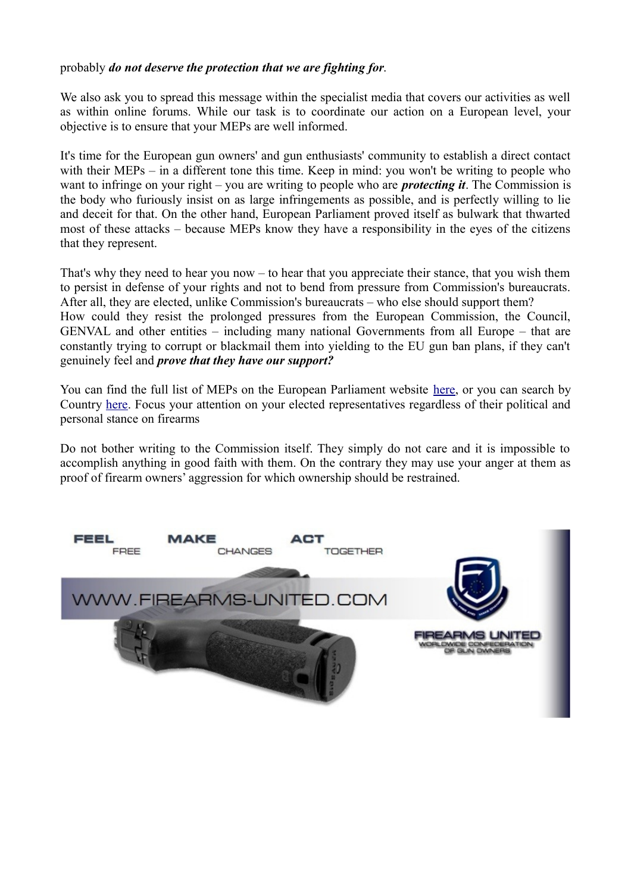probably ***do not deserve the protection that we are fighting for***.

We also ask you to spread this message within the specialist media that covers our activities as well as within online forums. While our task is to coordinate our action on a European level, your objective is to ensure that your MEPs are well informed.

It's time for the European gun owners' and gun enthusiasts' community to establish a direct contact with their MEPs – in a different tone this time. Keep in mind: you won't be writing to people who want to infringe on your right – you are writing to people who are ***protecting it***. The Commission is the body who furiously insist on as large infringements as possible, and is perfectly willing to lie and deceit for that. On the other hand, European Parliament proved itself as bulwark that thwarted most of these attacks – because MEPs know they have a responsibility in the eyes of the citizens that they represent.

That's why they need to hear you now – to hear that you appreciate their stance, that you wish them to persist in defense of your rights and not to bend from pressure from Commission's bureaucrats. After all, they are elected, unlike Commission's bureaucrats – who else should support them?
How could they resist the prolonged pressures from the European Commission, the Council, GENVAL and other entities – including many national Governments from all Europe – that are constantly trying to corrupt or blackmail them into yielding to the EU gun ban plans, if they can't genuinely feel and ***prove that they have our support?***

You can find the full list of MEPs on the European Parliament website here, or you can search by Country here. Focus your attention on your elected representatives regardless of their political and personal stance on firearms

Do not bother writing to the Commission itself. They simply do not care and it is impossible to accomplish anything in good faith with them. On the contrary they may use your anger at them as proof of firearm owners' aggression for which ownership should be restrained.

FEEL FREE MAKE CHANGES ACT TOGETHER

WWW.FIREARMS-UNITED.COM

FIREARMS UNITED
WORLDWIDE CONFEDERATION OF GUN OWNERS